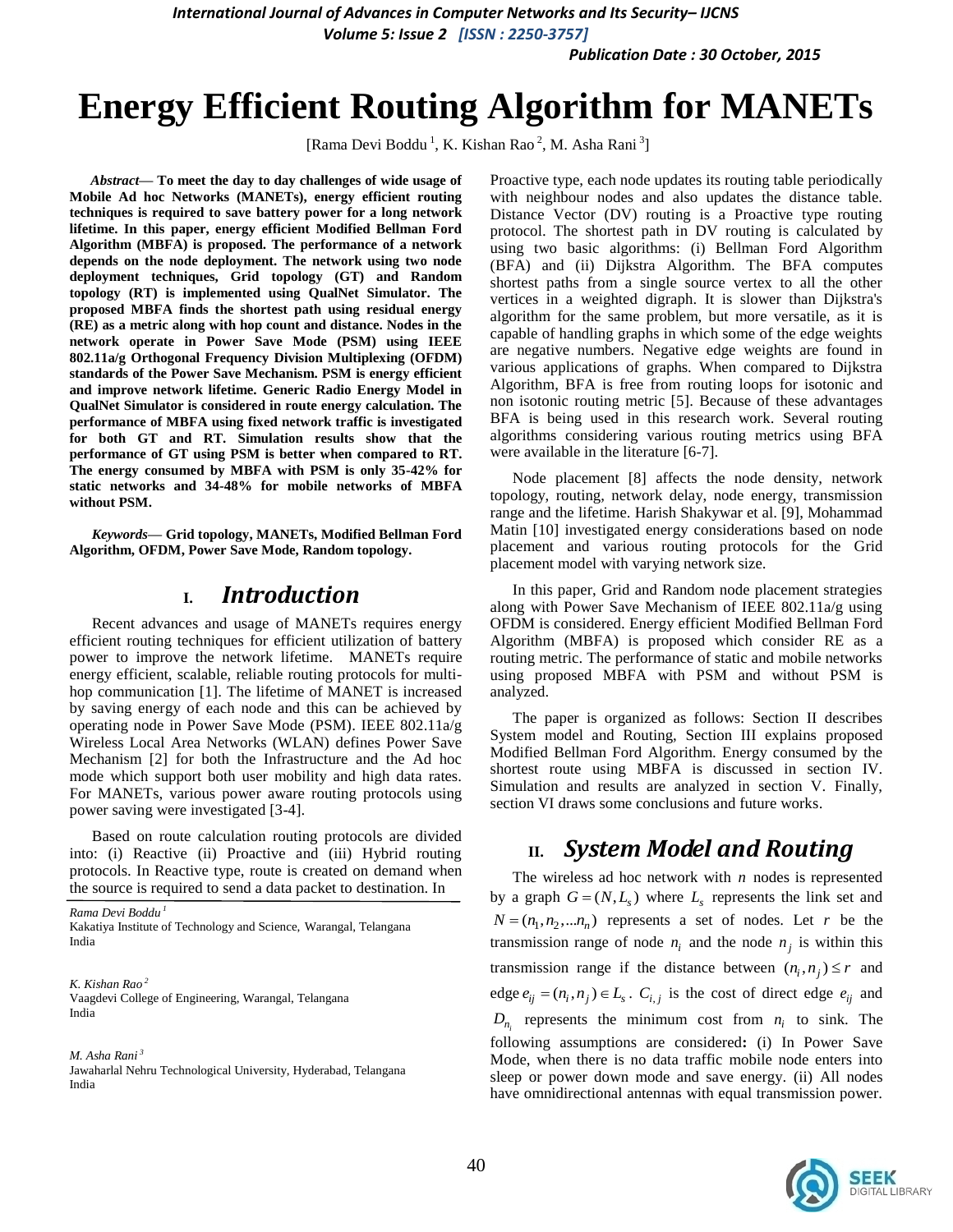# Energy Efficient Routing Algorithm for MANETs

[Rama Devi Boddu [1], K. Kishan Rao [2], M. Asha Rani [3]]

***Abstract*— To meet the day to day challenges of wide usage of Mobile Ad hoc Networks (MANETs), energy efficient routing techniques is required to save battery power for a long network lifetime. In this paper, energy efficient Modified Bellman Ford Algorithm (MBFA) is proposed. The performance of a network depends on the node deployment. The network using two node deployment techniques, Grid topology (GT) and Random topology (RT) is implemented using QualNet Simulator. The proposed MBFA finds the shortest path using residual energy (RE) as a metric along with hop count and distance. Nodes in the network operate in Power Save Mode (PSM) using IEEE 802.11a/g Orthogonal Frequency Division Multiplexing (OFDM) standards of the Power Save Mechanism. PSM is energy efficient and improve network lifetime. Generic Radio Energy Model in QualNet Simulator is considered in route energy calculation. The performance of MBFA using fixed network traffic is investigated for both GT and RT. Simulation results show that the performance of GT using PSM is better when compared to RT. The energy consumed by MBFA with PSM is only 35-42% for static networks and 34-48% for mobile networks of MBFA without PSM.**

***Keywords*— Grid topology, MANETs, Modified Bellman Ford Algorithm, OFDM, Power Save Mode, Random topology.**

## I. *Introduction*

Recent advances and usage of MANETs requires energy efficient routing techniques for efficient utilization of battery power to improve the network lifetime. MANETs require energy efficient, scalable, reliable routing protocols for multi-hop communication [1]. The lifetime of MANET is increased by saving energy of each node and this can be achieved by operating node in Power Save Mode (PSM). IEEE 802.11a/g Wireless Local Area Networks (WLAN) defines Power Save Mechanism [2] for both the Infrastructure and the Ad hoc mode which support both user mobility and high data rates. For MANETs, various power aware routing protocols using power saving were investigated [3-4].

Based on route calculation routing protocols are divided into: (i) Reactive (ii) Proactive and (iii) Hybrid routing protocols. In Reactive type, route is created on demand when the source is required to send a data packet to destination. In Proactive type, each node updates its routing table periodically with neighbour nodes and also updates the distance table. Distance Vector (DV) routing is a Proactive type routing protocol. The shortest path in DV routing is calculated by using two basic algorithms: (i) Bellman Ford Algorithm (BFA) and (ii) Dijkstra Algorithm. The BFA computes shortest paths from a single source vertex to all the other vertices in a weighted digraph. It is slower than Dijkstra's algorithm for the same problem, but more versatile, as it is capable of handling graphs in which some of the edge weights are negative numbers. Negative edge weights are found in various applications of graphs. When compared to Dijkstra Algorithm, BFA is free from routing loops for isotonic and non isotonic routing metric [5]. Because of these advantages BFA is being used in this research work. Several routing algorithms considering various routing metrics using BFA were available in the literature [6-7].

Node placement [8] affects the node density, network topology, routing, network delay, node energy, transmission range and the lifetime. Harish Shakywar et al. [9], Mohammad Matin [10] investigated energy considerations based on node placement and various routing protocols for the Grid placement model with varying network size.

In this paper, Grid and Random node placement strategies along with Power Save Mechanism of IEEE 802.11a/g using OFDM is considered. Energy efficient Modified Bellman Ford Algorithm (MBFA) is proposed which consider RE as a routing metric. The performance of static and mobile networks using proposed MBFA with PSM and without PSM is analyzed.

The paper is organized as follows: Section II describes System model and Routing, Section III explains proposed Modified Bellman Ford Algorithm. Energy consumed by the shortest route using MBFA is discussed in section IV. Simulation and results are analyzed in section V. Finally, section VI draws some conclusions and future works.

## II. *System Model and Routing*

The wireless ad hoc network with $n$ nodes is represented by a graph $G = (N, L_s)$ where $L_s$ represents the link set and $N = (n_1, n_2, ... n_n)$ represents a set of nodes. Let $r$ be the transmission range of node $n_i$ and the node $n_j$ is within this transmission range if the distance between $(n_i, n_j) \leq r$ and edge $e_{ij} = (n_i, n_j) \in L_s$. $C_{i,j}$ is the cost of direct edge $e_{ij}$ and $D_{n_i}$ represents the minimum cost from $n_i$ to sink. The following assumptions are considered**:** (i) In Power Save Mode, when there is no data traffic mobile node enters into sleep or power down mode and save energy. (ii) All nodes have omnidirectional antennas with equal transmission power.

---

*Rama Devi Boddu [1]*
Kakatiya Institute of Technology and Science, Warangal, Telangana
India

*K. Kishan Rao [2]*
Vaagdevi College of Engineering, Warangal, Telangana
India

*M. Asha Rani [3]*
Jawaharlal Nehru Technological University, Hyderabad, Telangana
India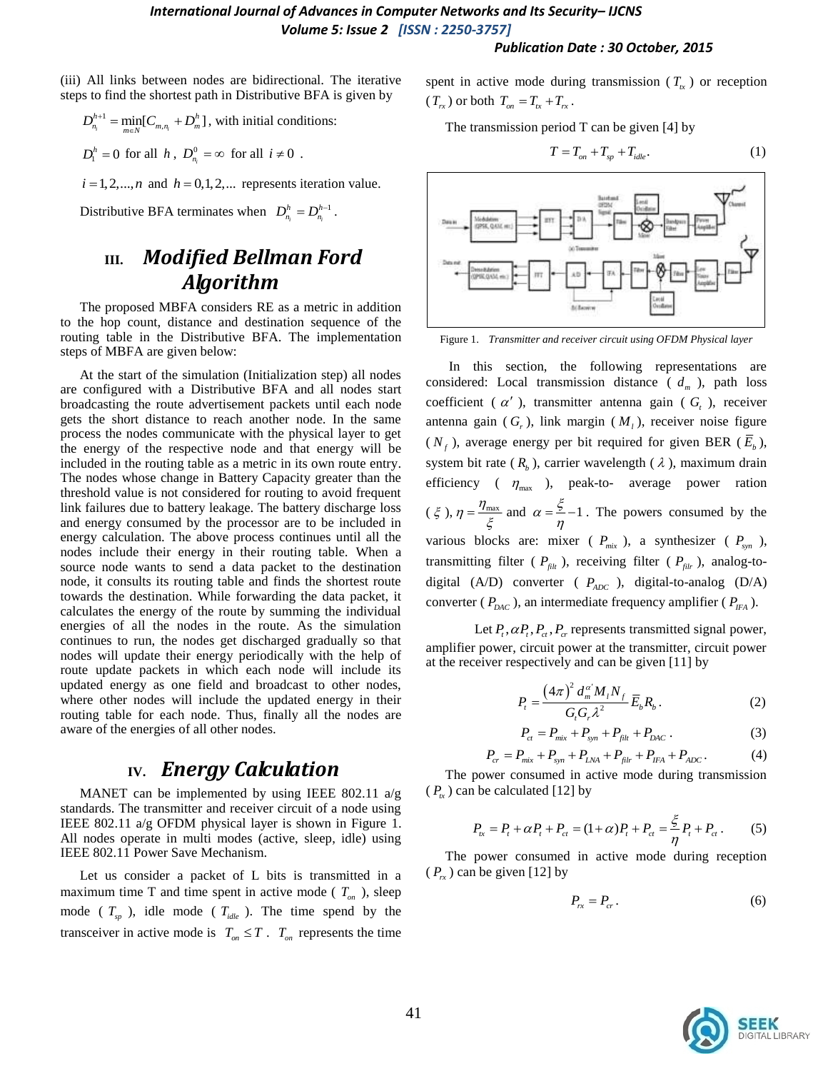(iii) All links between nodes are bidirectional. The iterative steps to find the shortest path in Distributive BFA is given by

$D_{n_i}^{h+1} = \min_{m \in N}[C_{m,n_i} + D_m^h]$, with initial conditions:

$D_1^h = 0$ for all $h$, $D_{n_i}^0 = \infty$ for all $i \neq 0$.

$i = 1,2,...,n$ and $h = 0,1,2,...$ represents iteration value.

Distributive BFA terminates when $D_{n_i}^h = D_{n_i}^{h-1}$.

## III. *Modified Bellman Ford Algorithm*

The proposed MBFA considers RE as a metric in addition to the hop count, distance and destination sequence of the routing table in the Distributive BFA. The implementation steps of MBFA are given below:

At the start of the simulation (Initialization step) all nodes are configured with a Distributive BFA and all nodes start broadcasting the route advertisement packets until each node gets the short distance to reach another node. In the same process the nodes communicate with the physical layer to get the energy of the respective node and that energy will be included in the routing table as a metric in its own route entry. The nodes whose change in Battery Capacity greater than the threshold value is not considered for routing to avoid frequent link failures due to battery leakage. The battery discharge loss and energy consumed by the processor are to be included in energy calculation. The above process continues until all the nodes include their energy in their routing table. When a source node wants to send a data packet to the destination node, it consults its routing table and finds the shortest route towards the destination. While forwarding the data packet, it calculates the energy of the route by summing the individual energies of all the nodes in the route. As the simulation continues to run, the nodes get discharged gradually so that nodes will update their energy periodically with the help of route update packets in which each node will include its updated energy as one field and broadcast to other nodes, where other nodes will include the updated energy in their routing table for each node. Thus, finally all the nodes are aware of the energies of all other nodes.

## IV. *Energy Calculation*

MANET can be implemented by using IEEE 802.11 a/g standards. The transmitter and receiver circuit of a node using IEEE 802.11 a/g OFDM physical layer is shown in Figure 1. All nodes operate in multi modes (active, sleep, idle) using IEEE 802.11 Power Save Mechanism.

Let us consider a packet of L bits is transmitted in a maximum time T and time spent in active mode ($T_{on}$), sleep mode ($T_{sp}$), idle mode ($T_{idle}$). The time spend by the transceiver in active mode is $T_{on} \leq T$. $T_{on}$ represents the time spent in active mode during transmission ($T_{tx}$) or reception ($T_{rx}$) or both $T_{on} = T_{tx} + T_{rx}$.

The transmission period T can be given [4] by

$$T = T_{on} + T_{sp} + T_{idle}. \quad (1)$$

Figure 1. *Transmitter and receiver circuit using OFDM Physical layer*

In this section, the following representations are considered: Local transmission distance ($d_m$), path loss coefficient ($\alpha'$), transmitter antenna gain ($G_t$), receiver antenna gain ($G_r$), link margin ($M_l$), receiver noise figure ($N_f$), average energy per bit required for given BER ($\bar{E}_b$), system bit rate ($R_b$), carrier wavelength ($\lambda$), maximum drain efficiency ($\eta_{\max}$), peak-to- average power ration ($\xi$), $\eta = \frac{\eta_{\max}}{\xi}$ and $\alpha = \frac{\xi}{\eta} - 1$. The powers consumed by the various blocks are: mixer ($P_{mix}$), a synthesizer ($P_{syn}$), transmitting filter ($P_{filt}$), receiving filter ($P_{filr}$), analog-to-digital (A/D) converter ($P_{ADC}$), digital-to-analog (D/A) converter ($P_{DAC}$), an intermediate frequency amplifier ($P_{IFA}$).

Let $P_t, \alpha P_t, P_{ct}, P_{cr}$ represents transmitted signal power, amplifier power, circuit power at the transmitter, circuit power at the receiver respectively and can be given [11] by

$$P_t = \frac{(4\pi)^2 d_m^{\alpha'} M_l N_f}{G_t G_r \lambda^2} \bar{E}_b R_b. \quad (2)$$

$$P_{ct} = P_{mix} + P_{syn} + P_{filt} + P_{DAC}. \quad (3)$$

$$P_{cr} = P_{mix} + P_{syn} + P_{LNA} + P_{filr} + P_{IFA} + P_{ADC}. \quad (4)$$

The power consumed in active mode during transmission ($P_{tx}$) can be calculated [12] by

$$P_{tx} = P_t + \alpha P_t + P_{ct} = (1+\alpha)P_t + P_{ct} = \frac{\xi}{\eta} P_t + P_{ct}. \quad (5)$$

The power consumed in active mode during reception ($P_{rx}$) can be given [12] by

$$P_{rx} = P_{cr}. \quad (6)$$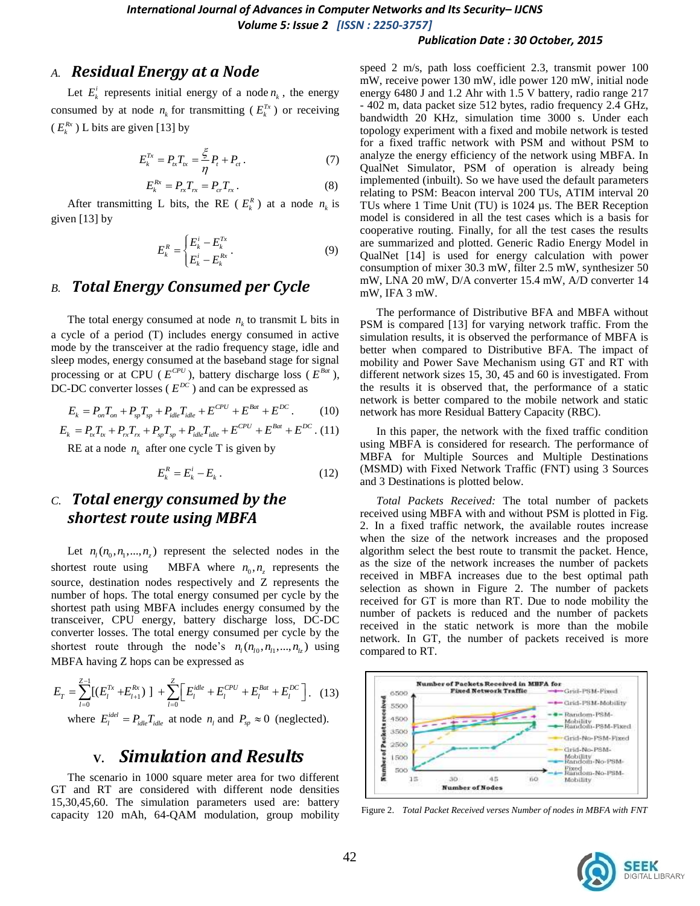### A. *Residual Energy at a Node*

Let $E_k^i$ represents initial energy of a node $n_k$, the energy consumed by at node $n_k$ for transmitting ($E_k^{Tx}$) or receiving ($E_k^{Rx}$) L bits are given [13] by

$$E_k^{Tx} = P_{tx}T_{tx} = \frac{\xi}{\eta}P_t + P_{ct}. \tag{7}$$

$$E_k^{Rx} = P_{rx}T_{rx} = P_{cr}T_{rx}. \tag{8}$$

After transmitting L bits, the RE ($E_k^R$) at a node $n_k$ is given [13] by

$$E_k^R = \begin{cases} E_k^i - E_k^{Tx} \\ E_k^i - E_k^{Rx} \end{cases}. \tag{9}$$

### B. *Total Energy Consumed per Cycle*

The total energy consumed at node $n_k$ to transmit L bits in a cycle of a period (T) includes energy consumed in active mode by the transceiver at the radio frequency stage, idle and sleep modes, energy consumed at the baseband stage for signal processing or at CPU ($E^{CPU}$), battery discharge loss ($E^{Bat}$), DC-DC converter losses ($E^{DC}$) and can be expressed as

$$E_k = P_{on}T_{on} + P_{sp}T_{sp} + P_{idle}T_{idle} + E^{CPU} + E^{Bat} + E^{DC}. \tag{10}$$

$$E_k = P_{tx}T_{tx} + P_{rx}T_{rx} + P_{sp}T_{sp} + P_{idle}T_{idle} + E^{CPU} + E^{Bat} + E^{DC}. \tag{11}$$

RE at a node $n_k$ after one cycle T is given by

$$E_k^R = E_k^i - E_k. \tag{12}$$

### C. *Total energy consumed by the shortest route using MBFA*

Let $n_l(n_0, n_1, ..., n_z)$ represent the selected nodes in the shortest route using MBFA where $n_0, n_z$ represents the source, destination nodes respectively and Z represents the number of hops. The total energy consumed per cycle by the shortest path using MBFA includes energy consumed by the transceiver, CPU energy, battery discharge loss, DC-DC converter losses. The total energy consumed per cycle by the shortest route through the node's $n_l(n_{l0}, n_{l1}, ..., n_{lz})$ using MBFA having Z hops can be expressed as

$$E_T = \sum_{l=0}^{Z-1}[(E_l^{Tx} + E_{l+1}^{Rx})] + \sum_{l=0}^{Z}\left[E_l^{idle} + E_l^{CPU} + E_l^{Bat} + E_l^{DC}\right]. \tag{13}$$

where $E_l^{idel} = P_{idle}T_{idle}$ at node $n_l$ and $P_{sp} \approx 0$ (neglected).

## V. *Simulation and Results*

The scenario in 1000 square meter area for two different GT and RT are considered with different node densities 15,30,45,60. The simulation parameters used are: battery capacity 120 mAh, 64-QAM modulation, group mobility speed 2 m/s, path loss coefficient 2.3, transmit power 100 mW, receive power 130 mW, idle power 120 mW, initial node energy 6480 J and 1.2 Ahr with 1.5 V battery, radio range 217 - 402 m, data packet size 512 bytes, radio frequency 2.4 GHz, bandwidth 20 KHz, simulation time 3000 s. Under each topology experiment with a fixed and mobile network is tested for a fixed traffic network with PSM and without PSM to analyze the energy efficiency of the network using MBFA. In QualNet Simulator, PSM of operation is already being implemented (inbuilt). So we have used the default parameters relating to PSM: Beacon interval 200 TUs, ATIM interval 20 TUs where 1 Time Unit (TU) is 1024 μs. The BER Reception model is considered in all the test cases which is a basis for cooperative routing. Finally, for all the test cases the results are summarized and plotted. Generic Radio Energy Model in QualNet [14] is used for energy calculation with power consumption of mixer 30.3 mW, filter 2.5 mW, synthesizer 50 mW, LNA 20 mW, D/A converter 15.4 mW, A/D converter 14 mW, IFA 3 mW.

The performance of Distributive BFA and MBFA without PSM is compared [13] for varying network traffic. From the simulation results, it is observed the performance of MBFA is better when compared to Distributive BFA. The impact of mobility and Power Save Mechanism using GT and RT with different network sizes 15, 30, 45 and 60 is investigated. From the results it is observed that, the performance of a static network is better compared to the mobile network and static network has more Residual Battery Capacity (RBC).

In this paper, the network with the fixed traffic condition using MBFA is considered for research. The performance of MBFA for Multiple Sources and Multiple Destinations (MSMD) with Fixed Network Traffic (FNT) using 3 Sources and 3 Destinations is plotted below.

*Total Packets Received:* The total number of packets received using MBFA with and without PSM is plotted in Fig. 2. In a fixed traffic network, the available routes increase when the size of the network increases and the proposed algorithm select the best route to transmit the packet. Hence, as the size of the network increases the number of packets received in MBFA increases due to the best optimal path selection as shown in Figure 2. The number of packets received for GT is more than RT. Due to node mobility the number of packets is reduced and the number of packets received in the static network is more than the mobile network. In GT, the number of packets received is more compared to RT.

Figure 2. *Total Packet Received verses Number of nodes in MBFA with FNT*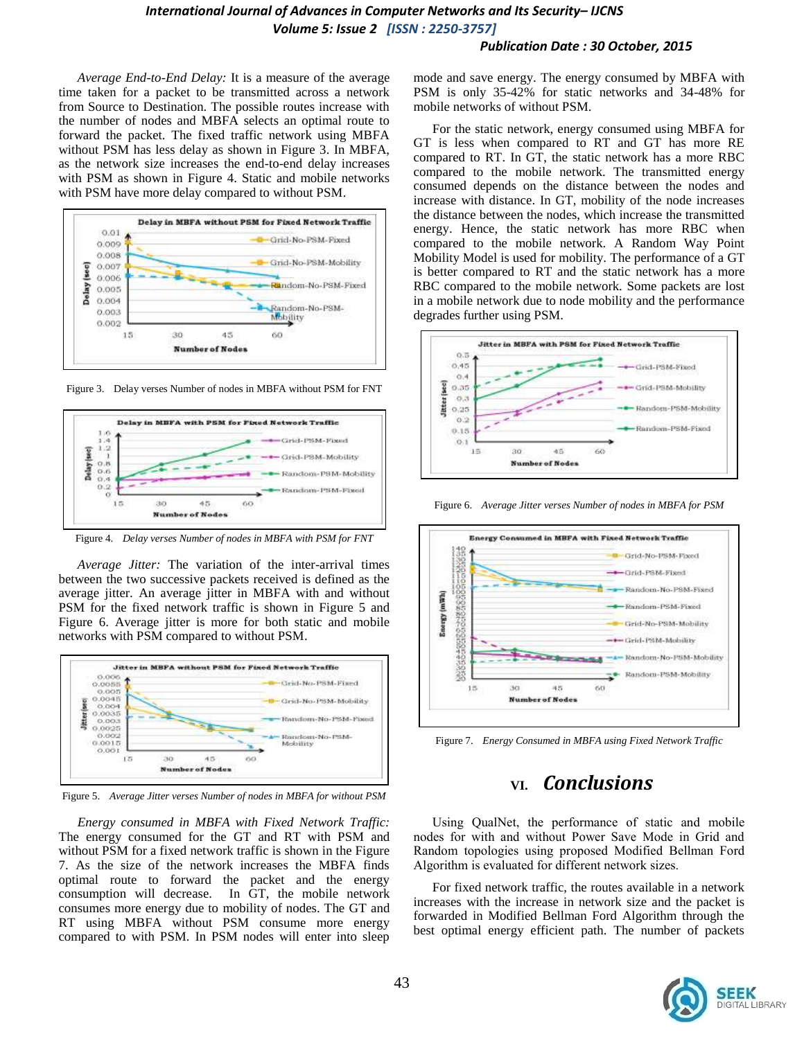*Average End-to-End Delay:* It is a measure of the average time taken for a packet to be transmitted across a network from Source to Destination. The possible routes increase with the number of nodes and MBFA selects an optimal route to forward the packet. The fixed traffic network using MBFA without PSM has less delay as shown in Figure 3. In MBFA, as the network size increases the end-to-end delay increases with PSM as shown in Figure 4. Static and mobile networks with PSM have more delay compared to without PSM.

Figure 3. Delay verses Number of nodes in MBFA without PSM for FNT

Figure 4. *Delay verses Number of nodes in MBFA with PSM for FNT*

*Average Jitter:* The variation of the inter-arrival times between the two successive packets received is defined as the average jitter. An average jitter in MBFA with and without PSM for the fixed network traffic is shown in Figure 5 and Figure 6. Average jitter is more for both static and mobile networks with PSM compared to without PSM.

Figure 5. *Average Jitter verses Number of nodes in MBFA for without PSM*

*Energy consumed in MBFA with Fixed Network Traffic:* The energy consumed for the GT and RT with PSM and without PSM for a fixed network traffic is shown in the Figure 7. As the size of the network increases the MBFA finds optimal route to forward the packet and the energy consumption will decrease. In GT, the mobile network consumes more energy due to mobility of nodes. The GT and RT using MBFA without PSM consume more energy compared to with PSM. In PSM nodes will enter into sleep mode and save energy. The energy consumed by MBFA with PSM is only 35-42% for static networks and 34-48% for mobile networks of without PSM.

For the static network, energy consumed using MBFA for GT is less when compared to RT and GT has more RE compared to RT. In GT, the static network has a more RBC compared to the mobile network. The transmitted energy consumed depends on the distance between the nodes and increase with distance. In GT, mobility of the node increases the distance between the nodes, which increase the transmitted energy. Hence, the static network has more RBC when compared to the mobile network. A Random Way Point Mobility Model is used for mobility. The performance of a GT is better compared to RT and the static network has a more RBC compared to the mobile network. Some packets are lost in a mobile network due to node mobility and the performance degrades further using PSM.

Figure 6. *Average Jitter verses Number of nodes in MBFA for PSM*

Figure 7. *Energy Consumed in MBFA using Fixed Network Traffic*

## VI. *Conclusions*

Using QualNet, the performance of static and mobile nodes for with and without Power Save Mode in Grid and Random topologies using proposed Modified Bellman Ford Algorithm is evaluated for different network sizes.

For fixed network traffic, the routes available in a network increases with the increase in network size and the packet is forwarded in Modified Bellman Ford Algorithm through the best optimal energy efficient path. The number of packets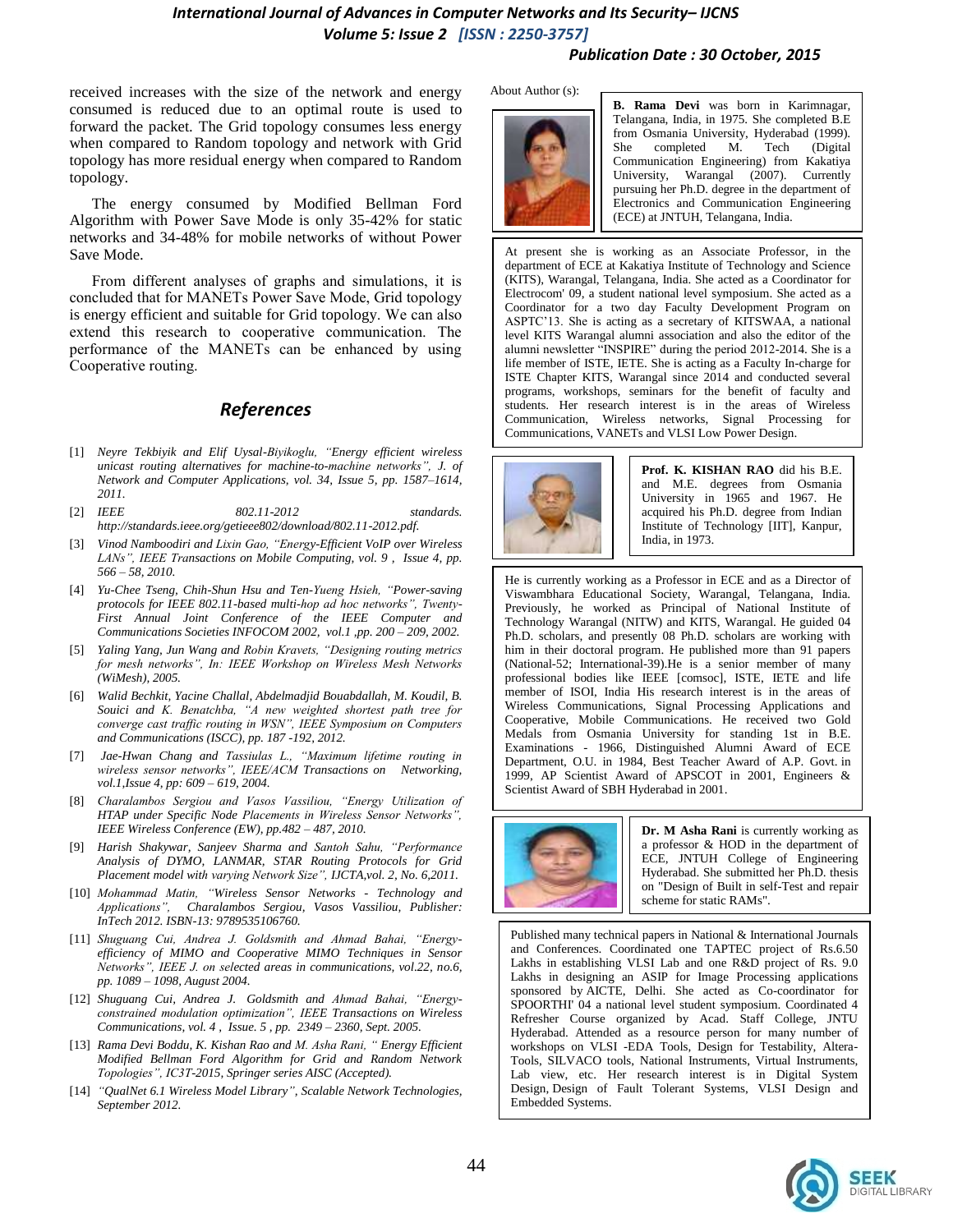received increases with the size of the network and energy consumed is reduced due to an optimal route is used to forward the packet. The Grid topology consumes less energy when compared to Random topology and network with Grid topology has more residual energy when compared to Random topology.

The energy consumed by Modified Bellman Ford Algorithm with Power Save Mode is only 35-42% for static networks and 34-48% for mobile networks of without Power Save Mode.

From different analyses of graphs and simulations, it is concluded that for MANETs Power Save Mode, Grid topology is energy efficient and suitable for Grid topology. We can also extend this research to cooperative communication. The performance of the MANETs can be enhanced by using Cooperative routing.

## References

[1] *Neyre Tekbiyik and Elif Uysal-Biyikoglu, "Energy efficient wireless unicast routing alternatives for machine-to-machine networks", J. of Network and Computer Applications, vol. 34, Issue 5, pp. 1587–1614, 2011.*

[2] *IEEE 802.11-2012 standards. http://standards.ieee.org/getieee802/download/802.11-2012.pdf.*

[3] *Vinod Namboodiri and Lixin Gao, "Energy-Efficient VoIP over Wireless LANs", IEEE Transactions on Mobile Computing, vol. 9 , Issue 4, pp. 566 – 58, 2010.*

[4] *Yu-Chee Tseng, Chih-Shun Hsu and Ten-Yueng Hsieh, "Power-saving protocols for IEEE 802.11-based multi-hop ad hoc networks", Twenty-First Annual Joint Conference of the IEEE Computer and Communications Societies INFOCOM 2002, vol.1 ,pp. 200 – 209, 2002.*

[5] *Yaling Yang, Jun Wang and Robin Kravets, "Designing routing metrics for mesh networks", In: IEEE Workshop on Wireless Mesh Networks (WiMesh), 2005.*

[6] *Walid Bechkit, Yacine Challal, Abdelmadjid Bouabdallah, M. Koudil, B. Souici and K. Benatchba, "A new weighted shortest path tree for converge cast traffic routing in WSN", IEEE Symposium on Computers and Communications (ISCC), pp. 187 -192, 2012.*

[7] *Jae-Hwan Chang and Tassiulas L., "Maximum lifetime routing in wireless sensor networks", IEEE/ACM Transactions on Networking, vol.1,Issue 4, pp: 609 – 619, 2004.*

[8] *Charalambos Sergiou and Vasos Vassiliou, "Energy Utilization of HTAP under Specific Node Placements in Wireless Sensor Networks", IEEE Wireless Conference (EW), pp.482 – 487, 2010.*

[9] *Harish Shakywar, Sanjeev Sharma and Santoh Sahu, "Performance Analysis of DYMO, LANMAR, STAR Routing Protocols for Grid Placement model with varying Network Size", IJCTA,vol. 2, No. 6,2011.*

[10] *Mohammad Matin, "Wireless Sensor Networks - Technology and Applications", Charalambos Sergiou, Vasos Vassiliou, Publisher: InTech 2012. ISBN-13: 9789535106760.*

[11] *Shuguang Cui, Andrea J. Goldsmith and Ahmad Bahai, "Energy-efficiency of MIMO and Cooperative MIMO Techniques in Sensor Networks", IEEE J. on selected areas in communications, vol.22, no.6, pp. 1089 – 1098, August 2004.*

[12] *Shuguang Cui, Andrea J. Goldsmith and Ahmad Bahai, "Energy-constrained modulation optimization", IEEE Transactions on Wireless Communications, vol. 4 , Issue. 5 , pp. 2349 – 2360, Sept. 2005.*

[13] *Rama Devi Boddu, K. Kishan Rao and M. Asha Rani, " Energy Efficient Modified Bellman Ford Algorithm for Grid and Random Network Topologies", IC3T-2015, Springer series AISC (Accepted).*

[14] *"QualNet 6.1 Wireless Model Library", Scalable Network Technologies, September 2012.*

About Author (s):

**B. Rama Devi** was born in Karimnagar, Telangana, India, in 1975. She completed B.E from Osmania University, Hyderabad (1999). She completed M. Tech (Digital Communication Engineering) from Kakatiya University, Warangal (2007). Currently pursuing her Ph.D. degree in the department of Electronics and Communication Engineering (ECE) at JNTUH, Telangana, India.

At present she is working as an Associate Professor, in the department of ECE at Kakatiya Institute of Technology and Science (KITS), Warangal, Telangana, India. She acted as a Coordinator for Electrocom' 09, a student national level symposium. She acted as a Coordinator for a two day Faculty Development Program on ASPTC'13. She is acting as a secretary of KITSWAA, a national level KITS Warangal alumni association and also the editor of the alumni newsletter "INSPIRE" during the period 2012-2014. She is a life member of ISTE, IETE. She is acting as a Faculty In-charge for ISTE Chapter KITS, Warangal since 2014 and conducted several programs, workshops, seminars for the benefit of faculty and students. Her research interest is in the areas of Wireless Communication, Wireless networks, Signal Processing for Communications, VANETs and VLSI Low Power Design.

**Prof. K. KISHAN RAO** did his B.E. and M.E. degrees from Osmania University in 1965 and 1967. He acquired his Ph.D. degree from Indian Institute of Technology [IIT], Kanpur, India, in 1973.

He is currently working as a Professor in ECE and as a Director of Viswambhara Educational Society, Warangal, Telangana, India. Previously, he worked as Principal of National Institute of Technology Warangal (NITW) and KITS, Warangal. He guided 04 Ph.D. scholars, and presently 08 Ph.D. scholars are working with him in their doctoral program. He published more than 91 papers (National-52; International-39).He is a senior member of many professional bodies like IEEE [comsoc], ISTE, IETE and life member of ISOI, India His research interest is in the areas of Wireless Communications, Signal Processing Applications and Cooperative, Mobile Communications. He received two Gold Medals from Osmania University for standing 1st in B.E. Examinations - 1966, Distinguished Alumni Award of ECE Department, O.U. in 1984, Best Teacher Award of A.P. Govt. in 1999, AP Scientist Award of APSCOT in 2001, Engineers & Scientist Award of SBH Hyderabad in 2001.

**Dr. M Asha Rani** is currently working as a professor & HOD in the department of ECE, JNTUH College of Engineering Hyderabad. She submitted her Ph.D. thesis on "Design of Built in self-Test and repair scheme for static RAMs".

Published many technical papers in National & International Journals and Conferences. Coordinated one TAPTEC project of Rs.6.50 Lakhs in establishing VLSI Lab and one R&D project of Rs. 9.0 Lakhs in designing an ASIP for Image Processing applications sponsored by AICTE, Delhi. She acted as Co-coordinator for SPOORTHI' 04 a national level student symposium. Coordinated 4 Refresher Course organized by Acad. Staff College, JNTU Hyderabad. Attended as a resource person for many number of workshops on VLSI -EDA Tools, Design for Testability, Altera-Tools, SILVACO tools, National Instruments, Virtual Instruments, Lab view, etc. Her research interest is in Digital System Design, Design of Fault Tolerant Systems, VLSI Design and Embedded Systems.